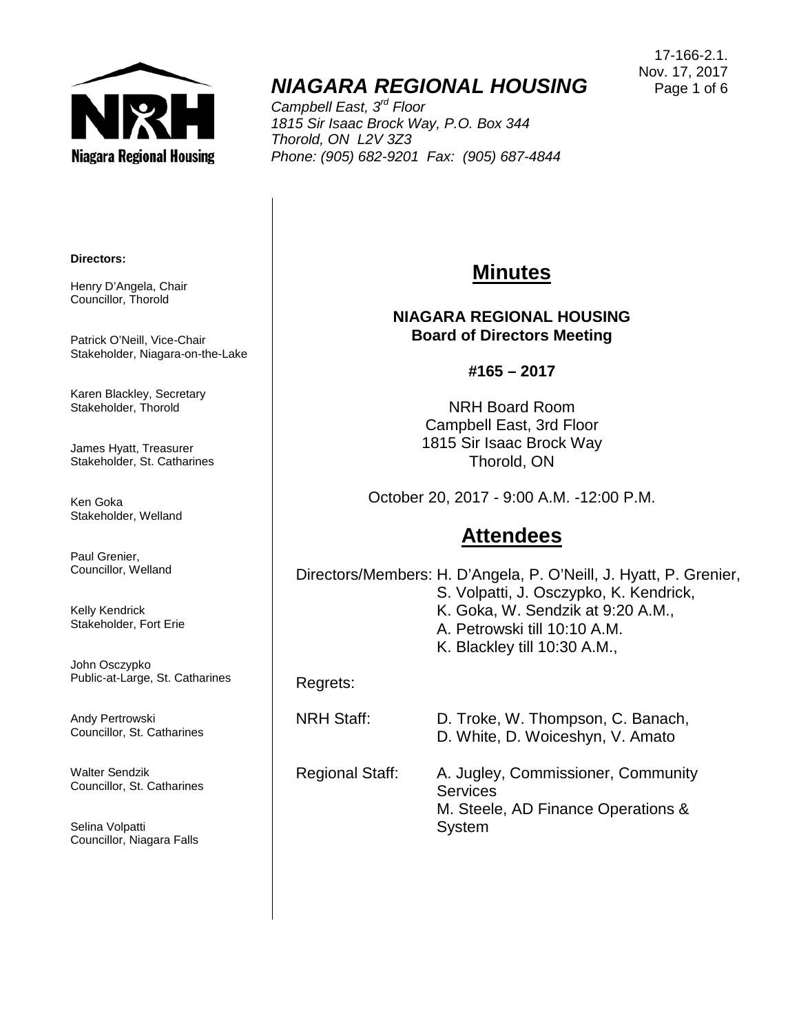17-166-2.1.
Nov. 17, 2017

# *NIAGARA REGIONAL HOUSING*

*Campbell East, 3rd Floor*
*1815 Sir Isaac Brock Way, P.O. Box 344*
*Thorold, ON L2V 3Z3*
*Phone: (905) 682-9201 Fax: (905) 687-4844*

**Directors:**

Henry D'Angela, Chair
Councillor, Thorold

Patrick O'Neill, Vice-Chair
Stakeholder, Niagara-on-the-Lake

Karen Blackley, Secretary
Stakeholder, Thorold

James Hyatt, Treasurer
Stakeholder, St. Catharines

Ken Goka
Stakeholder, Welland

Paul Grenier,
Councillor, Welland

Kelly Kendrick
Stakeholder, Fort Erie

John Osczypko
Public-at-Large, St. Catharines

Andy Pertrowski
Councillor, St. Catharines

Walter Sendzik
Councillor, St. Catharines

Selina Volpatti
Councillor, Niagara Falls

## Minutes

**NIAGARA REGIONAL HOUSING**
**Board of Directors Meeting**

**#165 – 2017**

NRH Board Room
Campbell East, 3rd Floor
1815 Sir Isaac Brock Way
Thorold, ON

October 20, 2017 - 9:00 A.M. -12:00 P.M.

## Attendees

Directors/Members: H. D'Angela, P. O'Neill, J. Hyatt, P. Grenier, S. Volpatti, J. Osczypko, K. Kendrick, K. Goka, W. Sendzik at 9:20 A.M., A. Petrowski till 10:10 A.M. K. Blackley till 10:30 A.M.,

Regrets:

NRH Staff: D. Troke, W. Thompson, C. Banach, D. White, D. Woiceshyn, V. Amato

Regional Staff: A. Jugley, Commissioner, Community Services
M. Steele, AD Finance Operations & System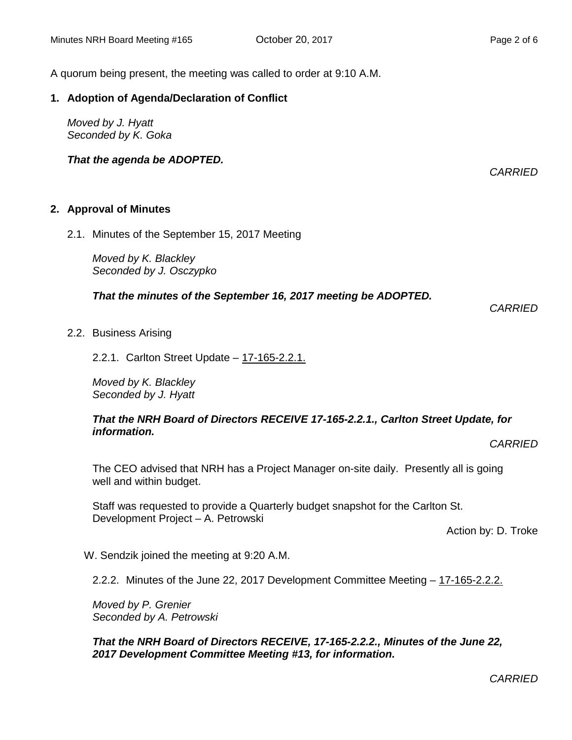A quorum being present, the meeting was called to order at 9:10 A.M.

**1. Adoption of Agenda/Declaration of Conflict**

*Moved by J. Hyatt*
*Seconded by K. Goka*

***That the agenda be ADOPTED.***

*CARRIED*

**2. Approval of Minutes**

2.1. Minutes of the September 15, 2017 Meeting

*Moved by K. Blackley*
*Seconded by J. Osczypko*

***That the minutes of the September 16, 2017 meeting be ADOPTED.***

*CARRIED*

2.2. Business Arising

2.2.1. Carlton Street Update – 17-165-2.2.1.

*Moved by K. Blackley*
*Seconded by J. Hyatt*

***That the NRH Board of Directors RECEIVE 17-165-2.2.1., Carlton Street Update, for information.***

*CARRIED*

The CEO advised that NRH has a Project Manager on-site daily. Presently all is going well and within budget.

Staff was requested to provide a Quarterly budget snapshot for the Carlton St. Development Project – A. Petrowski

Action by: D. Troke

W. Sendzik joined the meeting at 9:20 A.M.

2.2.2. Minutes of the June 22, 2017 Development Committee Meeting – 17-165-2.2.2.

*Moved by P. Grenier*
*Seconded by A. Petrowski*

***That the NRH Board of Directors RECEIVE, 17-165-2.2.2., Minutes of the June 22, 2017 Development Committee Meeting #13, for information.***

*CARRIED*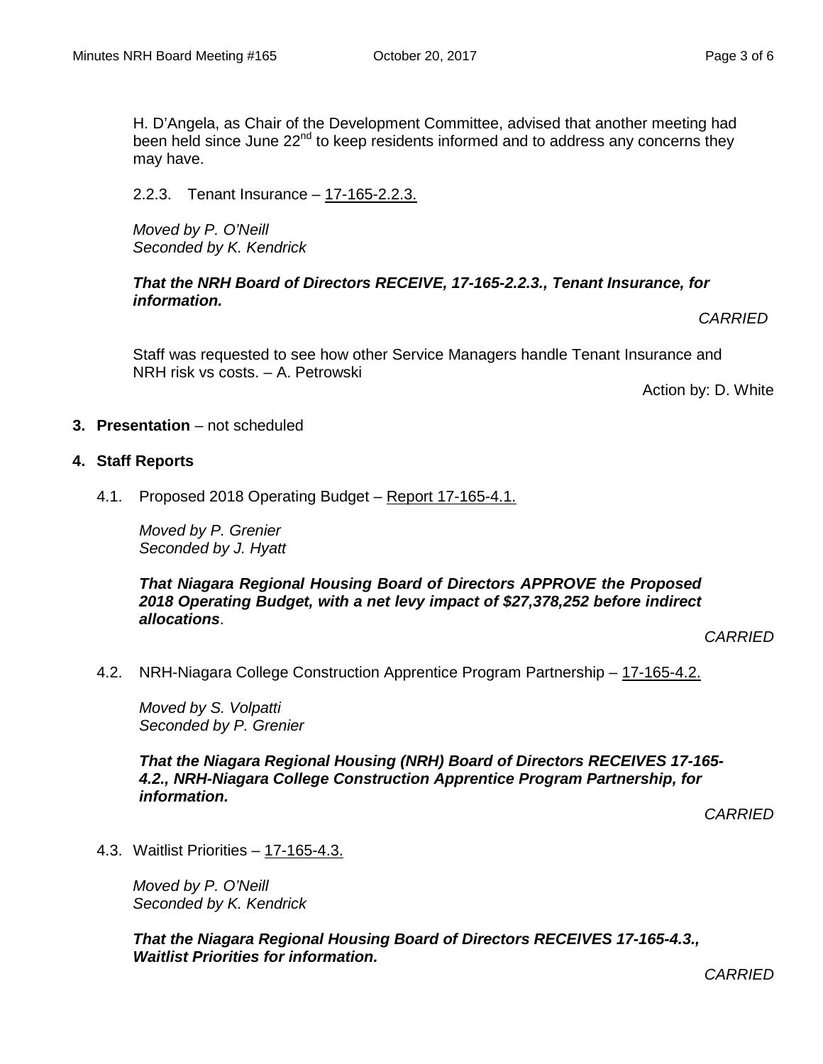H. D'Angela, as Chair of the Development Committee, advised that another meeting had been held since June 22nd to keep residents informed and to address any concerns they may have.

2.2.3. Tenant Insurance – 17-165-2.2.3.

*Moved by P. O'Neill*
*Seconded by K. Kendrick*

***That the NRH Board of Directors RECEIVE, 17-165-2.2.3., Tenant Insurance, for information.***

*CARRIED*

Staff was requested to see how other Service Managers handle Tenant Insurance and NRH risk vs costs. – A. Petrowski

Action by: D. White

**3. Presentation** – not scheduled

**4. Staff Reports**

4.1. Proposed 2018 Operating Budget – Report 17-165-4.1.

*Moved by P. Grenier*
*Seconded by J. Hyatt*

***That Niagara Regional Housing Board of Directors APPROVE the Proposed 2018 Operating Budget, with a net levy impact of $27,378,252 before indirect allocations***.

*CARRIED*

4.2. NRH-Niagara College Construction Apprentice Program Partnership – 17-165-4.2.

*Moved by S. Volpatti*
*Seconded by P. Grenier*

***That the Niagara Regional Housing (NRH) Board of Directors RECEIVES 17-165-4.2., NRH-Niagara College Construction Apprentice Program Partnership, for information.***

*CARRIED*

4.3. Waitlist Priorities – 17-165-4.3.

*Moved by P. O'Neill*
*Seconded by K. Kendrick*

***That the Niagara Regional Housing Board of Directors RECEIVES 17-165-4.3., Waitlist Priorities for information.***

*CARRIED*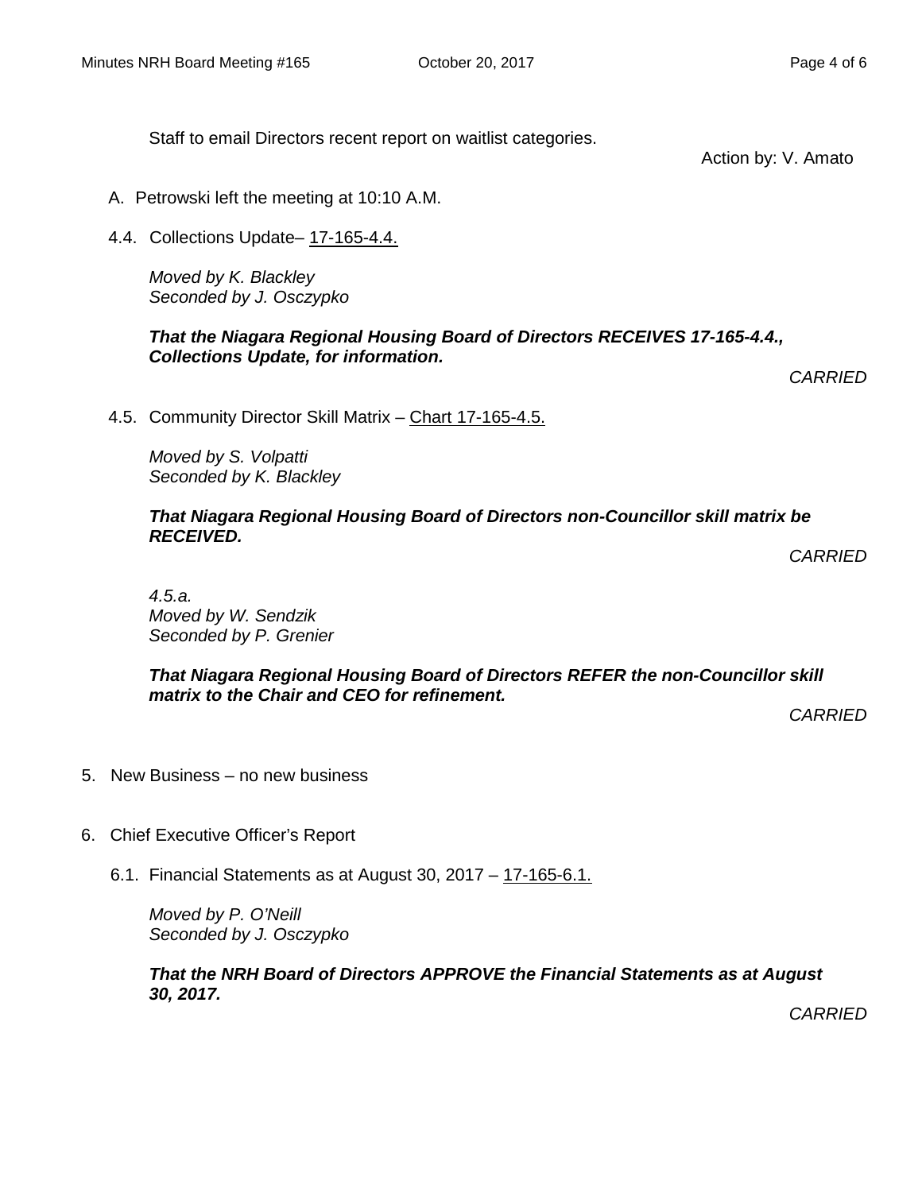Staff to email Directors recent report on waitlist categories.

Action by: V. Amato

A. Petrowski left the meeting at 10:10 A.M.

4.4. Collections Update– 17-165-4.4.

*Moved by K. Blackley*
*Seconded by J. Osczypko*

***That the Niagara Regional Housing Board of Directors RECEIVES 17-165-4.4., Collections Update, for information.***

*CARRIED*

4.5. Community Director Skill Matrix – Chart 17-165-4.5.

*Moved by S. Volpatti*
*Seconded by K. Blackley*

***That Niagara Regional Housing Board of Directors non-Councillor skill matrix be RECEIVED.***

*CARRIED*

*4.5.a.*
*Moved by W. Sendzik*
*Seconded by P. Grenier*

***That Niagara Regional Housing Board of Directors REFER the non-Councillor skill matrix to the Chair and CEO for refinement.***

*CARRIED*

5. New Business – no new business

6. Chief Executive Officer's Report

6.1. Financial Statements as at August 30, 2017 – 17-165-6.1.

*Moved by P. O'Neill*
*Seconded by J. Osczypko*

***That the NRH Board of Directors APPROVE the Financial Statements as at August 30, 2017.***

*CARRIED*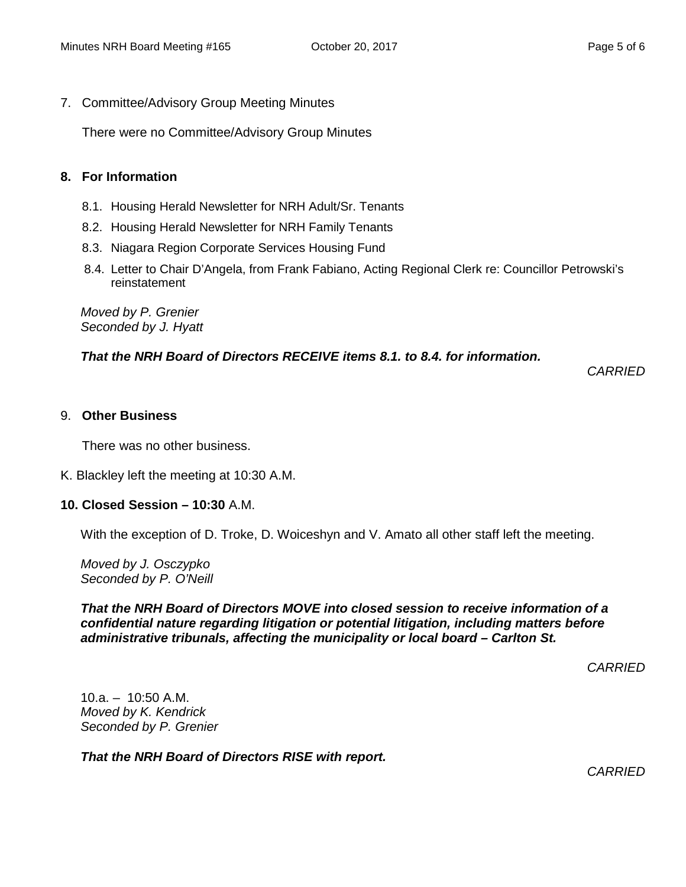## 7. Committee/Advisory Group Meeting Minutes

There were no Committee/Advisory Group Minutes

## 8. For Information

8.1. Housing Herald Newsletter for NRH Adult/Sr. Tenants

8.2. Housing Herald Newsletter for NRH Family Tenants

8.3. Niagara Region Corporate Services Housing Fund

8.4. Letter to Chair D'Angela, from Frank Fabiano, Acting Regional Clerk re: Councillor Petrowski's reinstatement

*Moved by P. Grenier*
*Seconded by J. Hyatt*

***That the NRH Board of Directors RECEIVE items 8.1. to 8.4. for information.***

*CARRIED*

## 9. Other Business

There was no other business.

K. Blackley left the meeting at 10:30 A.M.

## 10. Closed Session – 10:30 A.M.

With the exception of D. Troke, D. Woiceshyn and V. Amato all other staff left the meeting.

*Moved by J. Osczypko*
*Seconded by P. O'Neill*

***That the NRH Board of Directors MOVE into closed session to receive information of a confidential nature regarding litigation or potential litigation, including matters before administrative tribunals, affecting the municipality or local board – Carlton St.***

*CARRIED*

10.a. – 10:50 A.M.
*Moved by K. Kendrick*
*Seconded by P. Grenier*

***That the NRH Board of Directors RISE with report.***

*CARRIED*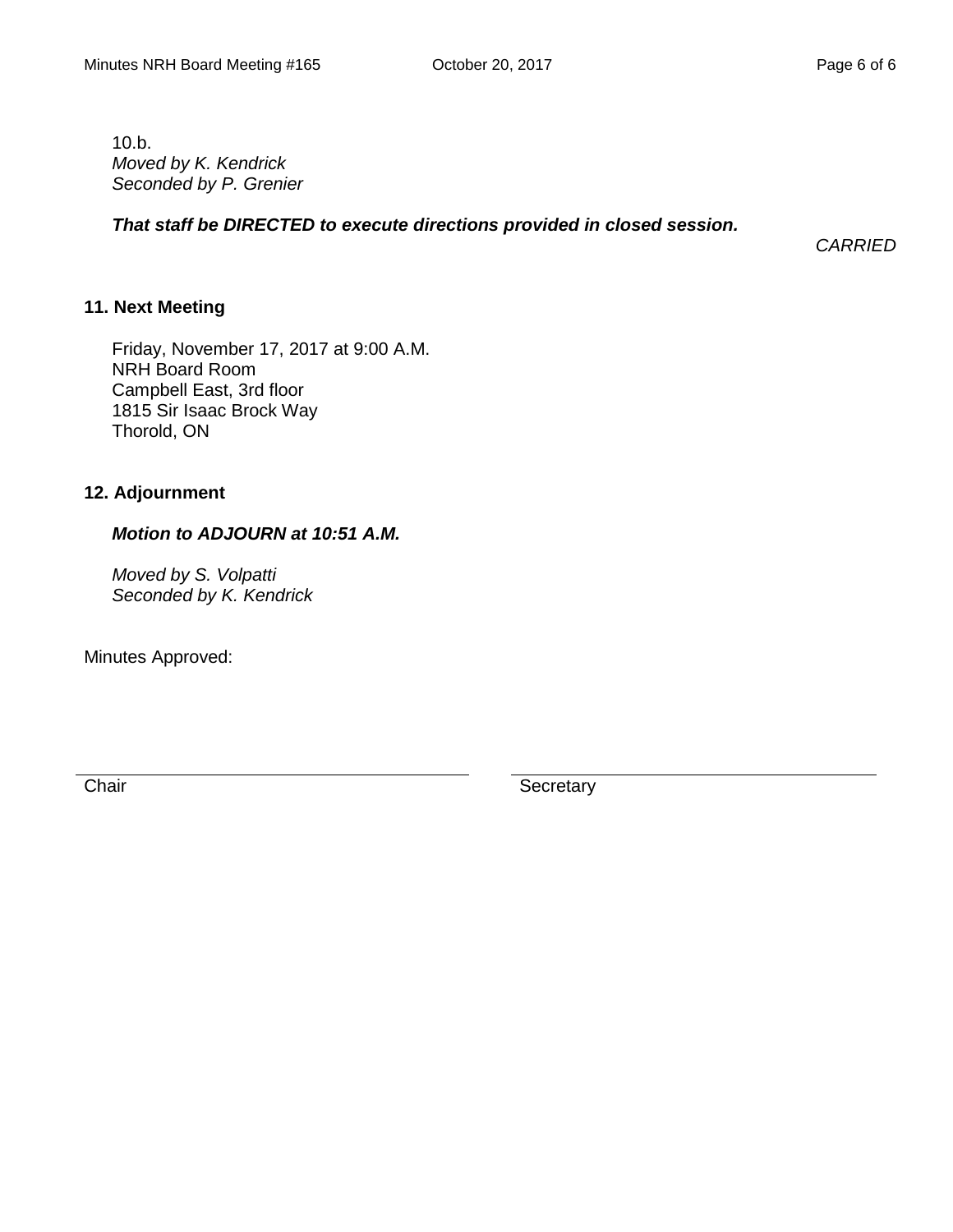10.b.
*Moved by K. Kendrick*
*Seconded by P. Grenier*

***That staff be DIRECTED to execute directions provided in closed session.***

*CARRIED*

## 11. Next Meeting

Friday, November 17, 2017 at 9:00 A.M.
NRH Board Room
Campbell East, 3rd floor
1815 Sir Isaac Brock Way
Thorold, ON

## 12. Adjournment

***Motion to ADJOURN at 10:51 A.M.***

*Moved by S. Volpatti*
*Seconded by K. Kendrick*

Minutes Approved:

______________________________ Chair

______________________________ Secretary